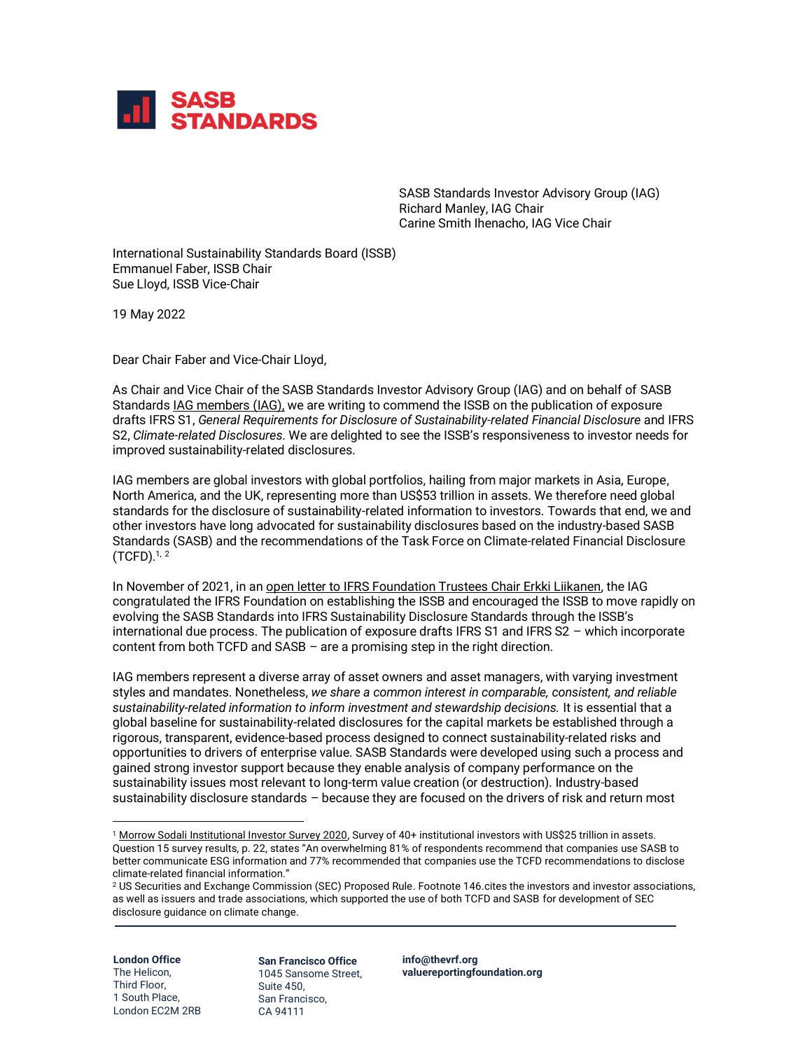SASB STANDARDS

SASB Standards Investor Advisory Group (IAG)
Richard Manley, IAG Chair
Carine Smith Ihenacho, IAG Vice Chair

International Sustainability Standards Board (ISSB)
Emmanuel Faber, ISSB Chair
Sue Lloyd, ISSB Vice-Chair

19 May 2022

Dear Chair Faber and Vice-Chair Lloyd,

As Chair and Vice Chair of the SASB Standards Investor Advisory Group (IAG) and on behalf of SASB Standards IAG members (IAG), we are writing to commend the ISSB on the publication of exposure drafts IFRS S1, *General Requirements for Disclosure of Sustainability-related Financial Disclosure* and IFRS S2, *Climate-related Disclosures*. We are delighted to see the ISSB's responsiveness to investor needs for improved sustainability-related disclosures.

IAG members are global investors with global portfolios, hailing from major markets in Asia, Europe, North America, and the UK, representing more than US$53 trillion in assets. We therefore need global standards for the disclosure of sustainability-related information to investors. Towards that end, we and other investors have long advocated for sustainability disclosures based on the industry-based SASB Standards (SASB) and the recommendations of the Task Force on Climate-related Financial Disclosure (TCFD).[1, 2]

In November of 2021, in an open letter to IFRS Foundation Trustees Chair Erkki Liikanen, the IAG congratulated the IFRS Foundation on establishing the ISSB and encouraged the ISSB to move rapidly on evolving the SASB Standards into IFRS Sustainability Disclosure Standards through the ISSB's international due process. The publication of exposure drafts IFRS S1 and IFRS S2 – which incorporate content from both TCFD and SASB – are a promising step in the right direction.

IAG members represent a diverse array of asset owners and asset managers, with varying investment styles and mandates. Nonetheless, *we share a common interest in comparable, consistent, and reliable sustainability-related information to inform investment and stewardship decisions.* It is essential that a global baseline for sustainability-related disclosures for the capital markets be established through a rigorous, transparent, evidence-based process designed to connect sustainability-related risks and opportunities to drivers of enterprise value. SASB Standards were developed using such a process and gained strong investor support because they enable analysis of company performance on the sustainability issues most relevant to long-term value creation (or destruction). Industry-based sustainability disclosure standards – because they are focused on the drivers of risk and return most

[1] Morrow Sodali Institutional Investor Survey 2020, Survey of 40+ institutional investors with US$25 trillion in assets. Question 15 survey results, p. 22, states "An overwhelming 81% of respondents recommend that companies use SASB to better communicate ESG information and 77% recommended that companies use the TCFD recommendations to disclose climate-related financial information."

[2] US Securities and Exchange Commission (SEC) Proposed Rule. Footnote 146.cites the investors and investor associations, as well as issuers and trade associations, which supported the use of both TCFD and SASB for development of SEC disclosure guidance on climate change.

**London Office**
The Helicon,
Third Floor,
1 South Place,
London EC2M 2RB

**San Francisco Office**
1045 Sansome Street,
Suite 450,
San Francisco,
CA 94111

**info@thevrf.org**
**valuereportingfoundation.org**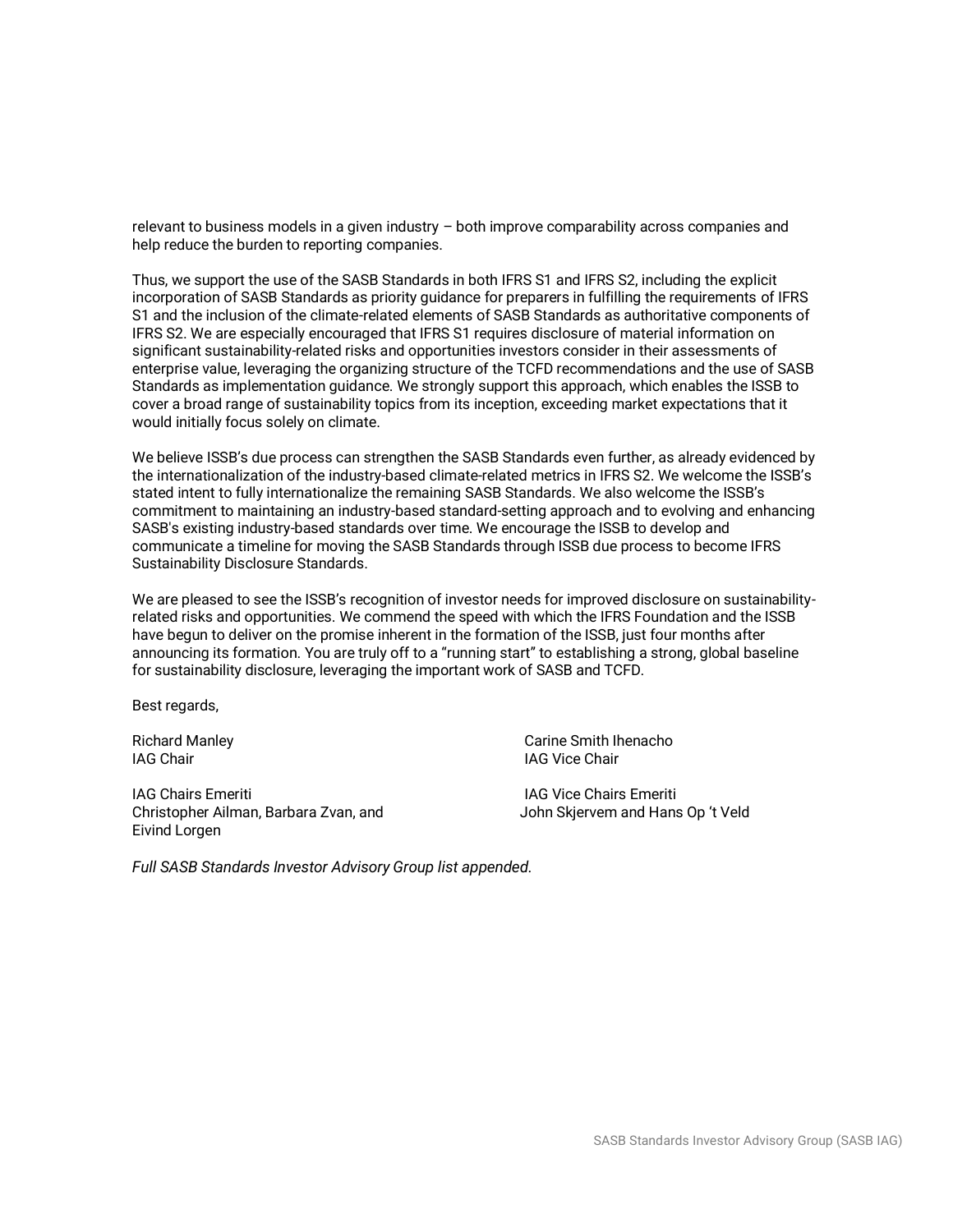relevant to business models in a given industry – both improve comparability across companies and help reduce the burden to reporting companies.

Thus, we support the use of the SASB Standards in both IFRS S1 and IFRS S2, including the explicit incorporation of SASB Standards as priority guidance for preparers in fulfilling the requirements of IFRS S1 and the inclusion of the climate-related elements of SASB Standards as authoritative components of IFRS S2. We are especially encouraged that IFRS S1 requires disclosure of material information on significant sustainability-related risks and opportunities investors consider in their assessments of enterprise value, leveraging the organizing structure of the TCFD recommendations and the use of SASB Standards as implementation guidance. We strongly support this approach, which enables the ISSB to cover a broad range of sustainability topics from its inception, exceeding market expectations that it would initially focus solely on climate.

We believe ISSB's due process can strengthen the SASB Standards even further, as already evidenced by the internationalization of the industry-based climate-related metrics in IFRS S2. We welcome the ISSB's stated intent to fully internationalize the remaining SASB Standards. We also welcome the ISSB's commitment to maintaining an industry-based standard-setting approach and to evolving and enhancing SASB's existing industry-based standards over time. We encourage the ISSB to develop and communicate a timeline for moving the SASB Standards through ISSB due process to become IFRS Sustainability Disclosure Standards.

We are pleased to see the ISSB's recognition of investor needs for improved disclosure on sustainability-related risks and opportunities. We commend the speed with which the IFRS Foundation and the ISSB have begun to deliver on the promise inherent in the formation of the ISSB, just four months after announcing its formation. You are truly off to a "running start" to establishing a strong, global baseline for sustainability disclosure, leveraging the important work of SASB and TCFD.

Best regards,

Richard Manley
IAG Chair

Carine Smith Ihenacho
IAG Vice Chair

IAG Chairs Emeriti
Christopher Ailman, Barbara Zvan, and Eivind Lorgen

IAG Vice Chairs Emeriti
John Skjervem and Hans Op 't Veld

*Full SASB Standards Investor Advisory Group list appended.*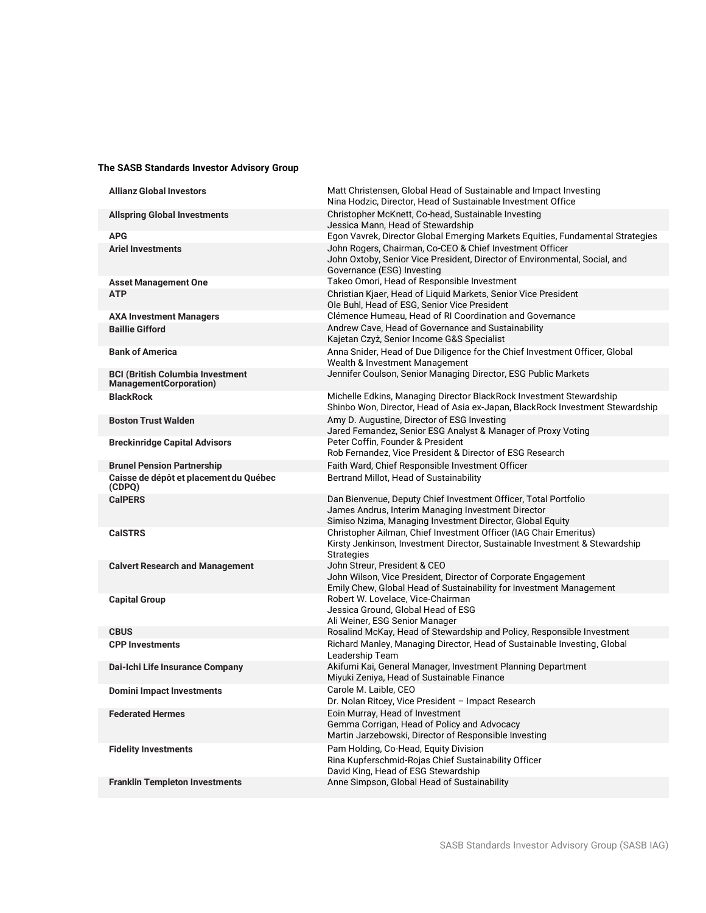**The SASB Standards Investor Advisory Group**

| Organization | Representatives |
|---|---|
| **Allianz Global Investors** | Matt Christensen, Global Head of Sustainable and Impact Investing<br>Nina Hodzic, Director, Head of Sustainable Investment Office |
| **Allspring Global Investments** | Christopher McKnett, Co-head, Sustainable Investing<br>Jessica Mann, Head of Stewardship |
| **APG** | Egon Vavrek, Director Global Emerging Markets Equities, Fundamental Strategies |
| **Ariel Investments** | John Rogers, Chairman, Co-CEO & Chief Investment Officer<br>John Oxtoby, Senior Vice President, Director of Environmental, Social, and Governance (ESG) Investing |
| **Asset Management One** | Takeo Omori, Head of Responsible Investment |
| **ATP** | Christian Kjaer, Head of Liquid Markets, Senior Vice President<br>Ole Buhl, Head of ESG, Senior Vice President |
| **AXA Investment Managers** | Clémence Humeau, Head of RI Coordination and Governance |
| **Baillie Gifford** | Andrew Cave, Head of Governance and Sustainability<br>Kajetan Czyż, Senior Income G&S Specialist |
| **Bank of America** | Anna Snider, Head of Due Diligence for the Chief Investment Officer, Global Wealth & Investment Management |
| **BCI (British Columbia Investment ManagementCorporation)** | Jennifer Coulson, Senior Managing Director, ESG Public Markets |
| **BlackRock** | Michelle Edkins, Managing Director BlackRock Investment Stewardship<br>Shinbo Won, Director, Head of Asia ex-Japan, BlackRock Investment Stewardship |
| **Boston Trust Walden** | Amy D. Augustine, Director of ESG Investing<br>Jared Fernandez, Senior ESG Analyst & Manager of Proxy Voting |
| **Breckinridge Capital Advisors** | Peter Coffin, Founder & President<br>Rob Fernandez, Vice President & Director of ESG Research |
| **Brunel Pension Partnership** | Faith Ward, Chief Responsible Investment Officer |
| **Caisse de dépôt et placement du Québec (CDPQ)** | Bertrand Millot, Head of Sustainability |
| **CalPERS** | Dan Bienvenue, Deputy Chief Investment Officer, Total Portfolio<br>James Andrus, Interim Managing Investment Director<br>Simiso Nzima, Managing Investment Director, Global Equity |
| **CalSTRS** | Christopher Ailman, Chief Investment Officer (IAG Chair Emeritus)<br>Kirsty Jenkinson, Investment Director, Sustainable Investment & Stewardship Strategies |
| **Calvert Research and Management** | John Streur, President & CEO<br>John Wilson, Vice President, Director of Corporate Engagement<br>Emily Chew, Global Head of Sustainability for Investment Management |
| **Capital Group** | Robert W. Lovelace, Vice-Chairman<br>Jessica Ground, Global Head of ESG<br>Ali Weiner, ESG Senior Manager |
| **CBUS** | Rosalind McKay, Head of Stewardship and Policy, Responsible Investment |
| **CPP Investments** | Richard Manley, Managing Director, Head of Sustainable Investing, Global Leadership Team |
| **Dai-Ichi Life Insurance Company** | Akifumi Kai, General Manager, Investment Planning Department<br>Miyuki Zeniya, Head of Sustainable Finance |
| **Domini Impact Investments** | Carole M. Laible, CEO<br>Dr. Nolan Ritcey, Vice President – Impact Research |
| **Federated Hermes** | Eoin Murray, Head of Investment<br>Gemma Corrigan, Head of Policy and Advocacy<br>Martin Jarzebowski, Director of Responsible Investing |
| **Fidelity Investments** | Pam Holding, Co-Head, Equity Division<br>Rina Kupferschmid-Rojas Chief Sustainability Officer<br>David King, Head of ESG Stewardship |
| **Franklin Templeton Investments** | Anne Simpson, Global Head of Sustainability |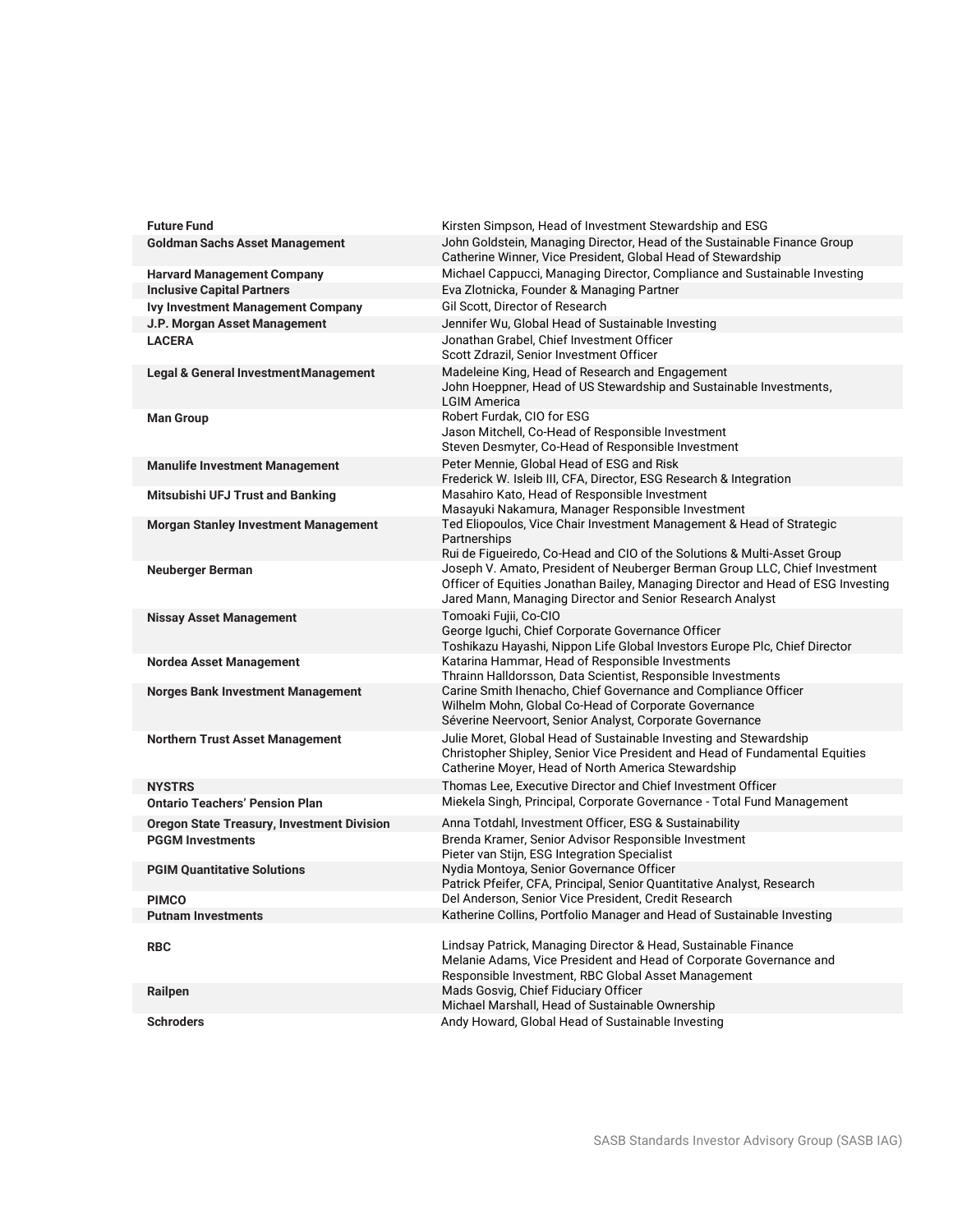| | |
|---|---|
| **Future Fund** | Kirsten Simpson, Head of Investment Stewardship and ESG |
| **Goldman Sachs Asset Management** | John Goldstein, Managing Director, Head of the Sustainable Finance Group<br>Catherine Winner, Vice President, Global Head of Stewardship |
| **Harvard Management Company** | Michael Cappucci, Managing Director, Compliance and Sustainable Investing |
| **Inclusive Capital Partners** | Eva Zlotnicka, Founder & Managing Partner |
| **Ivy Investment Management Company** | Gil Scott, Director of Research |
| **J.P. Morgan Asset Management** | Jennifer Wu, Global Head of Sustainable Investing |
| **LACERA** | Jonathan Grabel, Chief Investment Officer<br>Scott Zdrazil, Senior Investment Officer |
| **Legal & General Investment Management** | Madeleine King, Head of Research and Engagement<br>John Hoeppner, Head of US Stewardship and Sustainable Investments, LGIM America |
| **Man Group** | Robert Furdak, CIO for ESG<br>Jason Mitchell, Co-Head of Responsible Investment<br>Steven Desmyter, Co-Head of Responsible Investment |
| **Manulife Investment Management** | Peter Mennie, Global Head of ESG and Risk<br>Frederick W. Isleib III, CFA, Director, ESG Research & Integration |
| **Mitsubishi UFJ Trust and Banking** | Masahiro Kato, Head of Responsible Investment<br>Masayuki Nakamura, Manager Responsible Investment |
| **Morgan Stanley Investment Management** | Ted Eliopoulos, Vice Chair Investment Management & Head of Strategic Partnerships<br>Rui de Figueiredo, Co-Head and CIO of the Solutions & Multi-Asset Group |
| **Neuberger Berman** | Joseph V. Amato, President of Neuberger Berman Group LLC, Chief Investment Officer of Equities Jonathan Bailey, Managing Director and Head of ESG Investing<br>Jared Mann, Managing Director and Senior Research Analyst |
| **Nissay Asset Management** | Tomoaki Fujii, Co-CIO<br>George Iguchi, Chief Corporate Governance Officer<br>Toshikazu Hayashi, Nippon Life Global Investors Europe Plc, Chief Director |
| **Nordea Asset Management** | Katarina Hammar, Head of Responsible Investments<br>Thrainn Halldorsson, Data Scientist, Responsible Investments |
| **Norges Bank Investment Management** | Carine Smith Ihenacho, Chief Governance and Compliance Officer<br>Wilhelm Mohn, Global Co-Head of Corporate Governance<br>Séverine Neervoort, Senior Analyst, Corporate Governance |
| **Northern Trust Asset Management** | Julie Moret, Global Head of Sustainable Investing and Stewardship<br>Christopher Shipley, Senior Vice President and Head of Fundamental Equities<br>Catherine Moyer, Head of North America Stewardship |
| **NYSTRS** | Thomas Lee, Executive Director and Chief Investment Officer |
| **Ontario Teachers' Pension Plan** | Miekela Singh, Principal, Corporate Governance - Total Fund Management |
| **Oregon State Treasury, Investment Division** | Anna Totdahl, Investment Officer, ESG & Sustainability |
| **PGGM Investments** | Brenda Kramer, Senior Advisor Responsible Investment<br>Pieter van Stijn, ESG Integration Specialist |
| **PGIM Quantitative Solutions** | Nydia Montoya, Senior Governance Officer<br>Patrick Pfeifer, CFA, Principal, Senior Quantitative Analyst, Research |
| **PIMCO** | Del Anderson, Senior Vice President, Credit Research |
| **Putnam Investments** | Katherine Collins, Portfolio Manager and Head of Sustainable Investing |
| **RBC** | Lindsay Patrick, Managing Director & Head, Sustainable Finance<br>Melanie Adams, Vice President and Head of Corporate Governance and Responsible Investment, RBC Global Asset Management |
| **Railpen** | Mads Gosvig, Chief Fiduciary Officer<br>Michael Marshall, Head of Sustainable Ownership |
| **Schroders** | Andy Howard, Global Head of Sustainable Investing |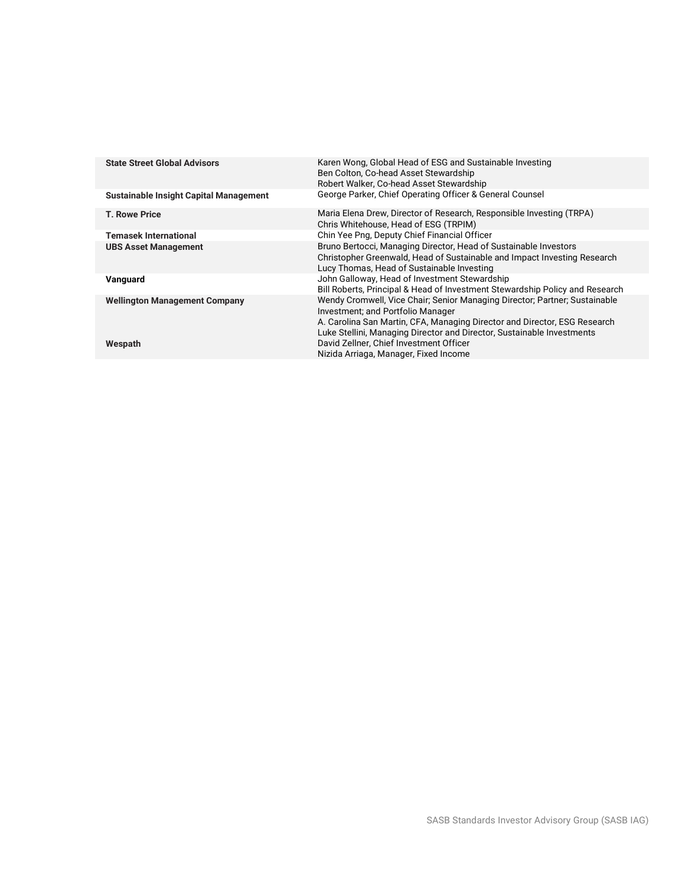| | |
|---|---|
| **State Street Global Advisors** | Karen Wong, Global Head of ESG and Sustainable Investing<br>Ben Colton, Co-head Asset Stewardship<br>Robert Walker, Co-head Asset Stewardship |
| **Sustainable Insight Capital Management** | George Parker, Chief Operating Officer & General Counsel |
| **T. Rowe Price** | Maria Elena Drew, Director of Research, Responsible Investing (TRPA)<br>Chris Whitehouse, Head of ESG (TRPIM) |
| **Temasek International** | Chin Yee Png, Deputy Chief Financial Officer |
| **UBS Asset Management** | Bruno Bertocci, Managing Director, Head of Sustainable Investors<br>Christopher Greenwald, Head of Sustainable and Impact Investing Research<br>Lucy Thomas, Head of Sustainable Investing |
| **Vanguard** | John Galloway, Head of Investment Stewardship<br>Bill Roberts, Principal & Head of Investment Stewardship Policy and Research |
| **Wellington Management Company** | Wendy Cromwell, Vice Chair; Senior Managing Director; Partner; Sustainable Investment; and Portfolio Manager<br>A. Carolina San Martin, CFA, Managing Director and Director, ESG Research<br>Luke Stellini, Managing Director and Director, Sustainable Investments |
| **Wespath** | David Zellner, Chief Investment Officer<br>Nizida Arriaga, Manager, Fixed Income |